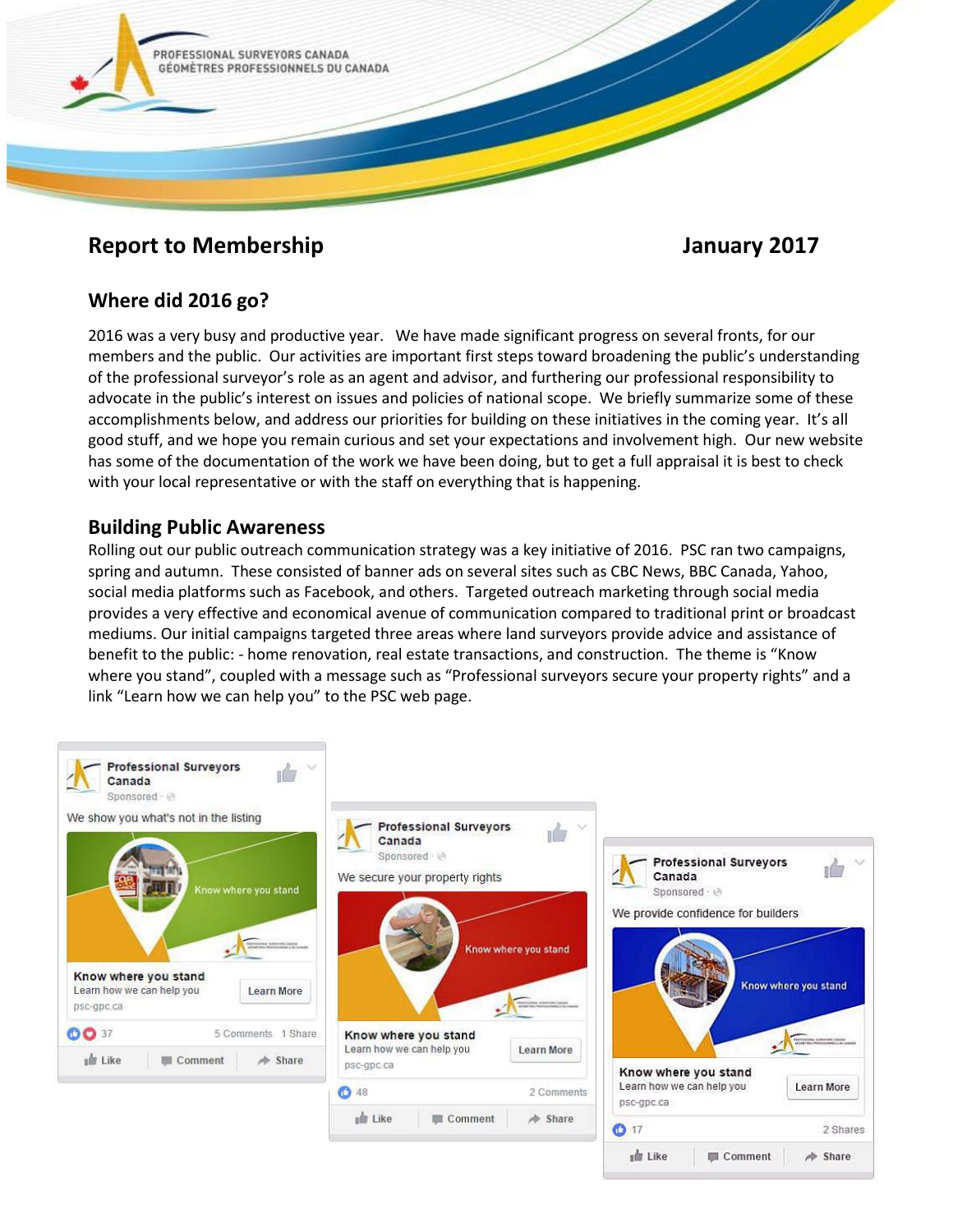PROFESSIONAL SURVEYORS CANADA
GÉOMÈTRES PROFESSIONNELS DU CANADA

# Report to Membership

**January 2017**

## Where did 2016 go?

2016 was a very busy and productive year. We have made significant progress on several fronts, for our members and the public. Our activities are important first steps toward broadening the public's understanding of the professional surveyor's role as an agent and advisor, and furthering our professional responsibility to advocate in the public's interest on issues and policies of national scope. We briefly summarize some of these accomplishments below, and address our priorities for building on these initiatives in the coming year. It's all good stuff, and we hope you remain curious and set your expectations and involvement high. Our new website has some of the documentation of the work we have been doing, but to get a full appraisal it is best to check with your local representative or with the staff on everything that is happening.

## Building Public Awareness

Rolling out our public outreach communication strategy was a key initiative of 2016. PSC ran two campaigns, spring and autumn. These consisted of banner ads on several sites such as CBC News, BBC Canada, Yahoo, social media platforms such as Facebook, and others. Targeted outreach marketing through social media provides a very effective and economical avenue of communication compared to traditional print or broadcast mediums. Our initial campaigns targeted three areas where land surveyors provide advice and assistance of benefit to the public: - home renovation, real estate transactions, and construction. The theme is "Know where you stand", coupled with a message such as "Professional surveyors secure your property rights" and a link "Learn how we can help you" to the PSC web page.

Professional Surveyors Canada
Sponsored
We show you what's not in the listing
Know where you stand
Know where you stand
Learn how we can help you
psc-gpc.ca
Learn More
37 · 5 Comments · 1 Share
Like · Comment · Share

Professional Surveyors Canada
Sponsored
We secure your property rights
Know where you stand
Know where you stand
Learn how we can help you
psc-gpc.ca
Learn More
48 · 2 Comments
Like · Comment · Share

Professional Surveyors Canada
Sponsored
We provide confidence for builders
Know where you stand
Know where you stand
Learn how we can help you
psc-gpc.ca
Learn More
17 · 2 Shares
Like · Comment · Share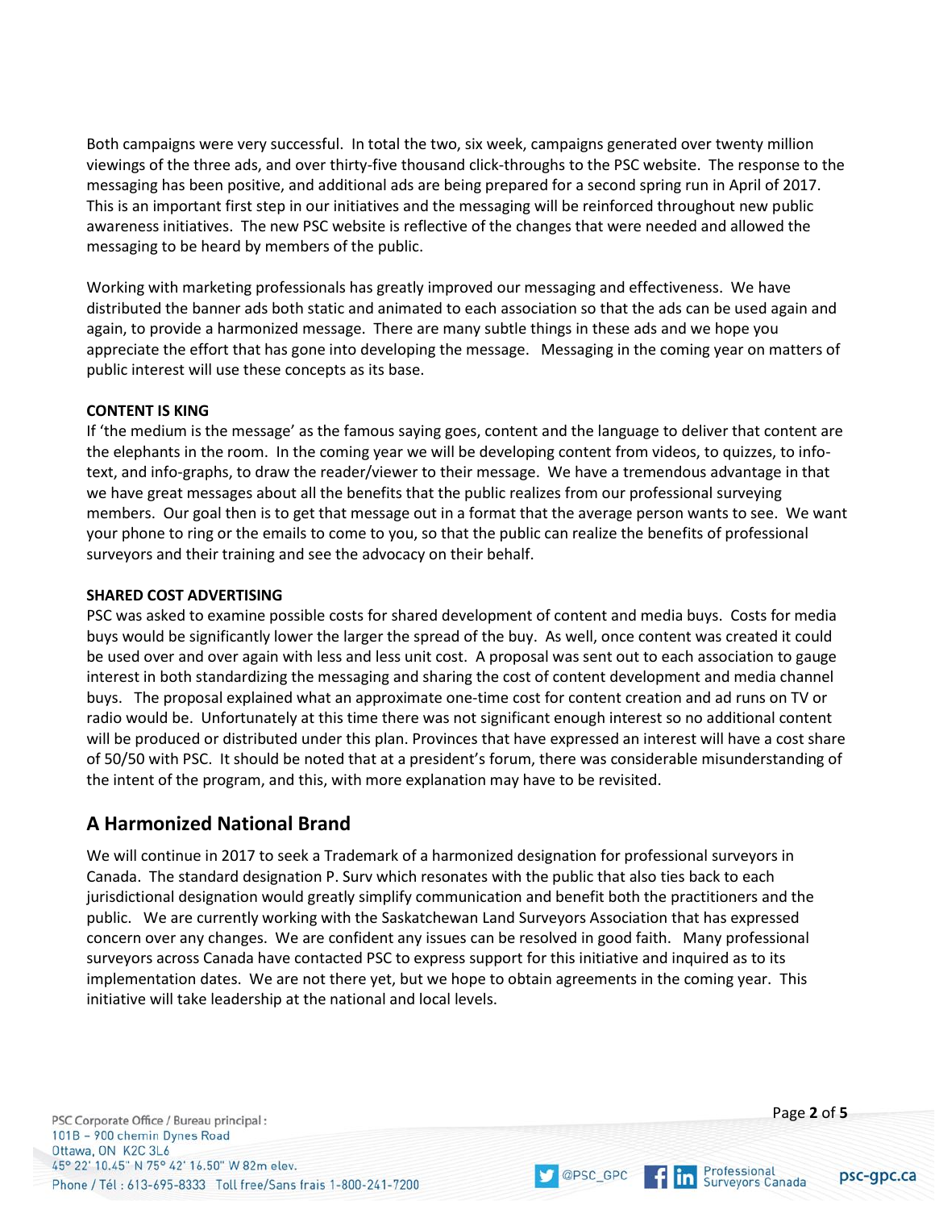Both campaigns were very successful. In total the two, six week, campaigns generated over twenty million viewings of the three ads, and over thirty-five thousand click-throughs to the PSC website. The response to the messaging has been positive, and additional ads are being prepared for a second spring run in April of 2017. This is an important first step in our initiatives and the messaging will be reinforced throughout new public awareness initiatives. The new PSC website is reflective of the changes that were needed and allowed the messaging to be heard by members of the public.

Working with marketing professionals has greatly improved our messaging and effectiveness. We have distributed the banner ads both static and animated to each association so that the ads can be used again and again, to provide a harmonized message. There are many subtle things in these ads and we hope you appreciate the effort that has gone into developing the message. Messaging in the coming year on matters of public interest will use these concepts as its base.

**CONTENT IS KING**

If 'the medium is the message' as the famous saying goes, content and the language to deliver that content are the elephants in the room. In the coming year we will be developing content from videos, to quizzes, to info-text, and info-graphs, to draw the reader/viewer to their message. We have a tremendous advantage in that we have great messages about all the benefits that the public realizes from our professional surveying members. Our goal then is to get that message out in a format that the average person wants to see. We want your phone to ring or the emails to come to you, so that the public can realize the benefits of professional surveyors and their training and see the advocacy on their behalf.

**SHARED COST ADVERTISING**

PSC was asked to examine possible costs for shared development of content and media buys. Costs for media buys would be significantly lower the larger the spread of the buy. As well, once content was created it could be used over and over again with less and less unit cost. A proposal was sent out to each association to gauge interest in both standardizing the messaging and sharing the cost of content development and media channel buys. The proposal explained what an approximate one-time cost for content creation and ad runs on TV or radio would be. Unfortunately at this time there was not significant enough interest so no additional content will be produced or distributed under this plan. Provinces that have expressed an interest will have a cost share of 50/50 with PSC. It should be noted that at a president's forum, there was considerable misunderstanding of the intent of the program, and this, with more explanation may have to be revisited.

## A Harmonized National Brand

We will continue in 2017 to seek a Trademark of a harmonized designation for professional surveyors in Canada. The standard designation P. Surv which resonates with the public that also ties back to each jurisdictional designation would greatly simplify communication and benefit both the practitioners and the public. We are currently working with the Saskatchewan Land Surveyors Association that has expressed concern over any changes. We are confident any issues can be resolved in good faith. Many professional surveyors across Canada have contacted PSC to express support for this initiative and inquired as to its implementation dates. We are not there yet, but we hope to obtain agreements in the coming year. This initiative will take leadership at the national and local levels.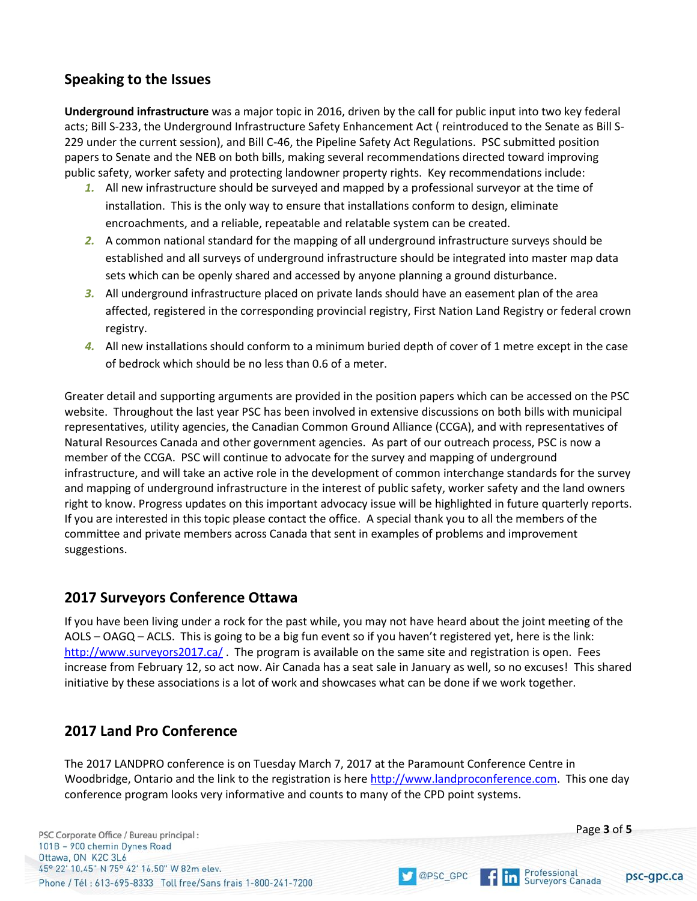## Speaking to the Issues

**Underground infrastructure** was a major topic in 2016, driven by the call for public input into two key federal acts; Bill S-233, the Underground Infrastructure Safety Enhancement Act ( reintroduced to the Senate as Bill S-229 under the current session), and Bill C-46, the Pipeline Safety Act Regulations. PSC submitted position papers to Senate and the NEB on both bills, making several recommendations directed toward improving public safety, worker safety and protecting landowner property rights. Key recommendations include:

1. All new infrastructure should be surveyed and mapped by a professional surveyor at the time of installation. This is the only way to ensure that installations conform to design, eliminate encroachments, and a reliable, repeatable and relatable system can be created.
2. A common national standard for the mapping of all underground infrastructure surveys should be established and all surveys of underground infrastructure should be integrated into master map data sets which can be openly shared and accessed by anyone planning a ground disturbance.
3. All underground infrastructure placed on private lands should have an easement plan of the area affected, registered in the corresponding provincial registry, First Nation Land Registry or federal crown registry.
4. All new installations should conform to a minimum buried depth of cover of 1 metre except in the case of bedrock which should be no less than 0.6 of a meter.

Greater detail and supporting arguments are provided in the position papers which can be accessed on the PSC website. Throughout the last year PSC has been involved in extensive discussions on both bills with municipal representatives, utility agencies, the Canadian Common Ground Alliance (CCGA), and with representatives of Natural Resources Canada and other government agencies. As part of our outreach process, PSC is now a member of the CCGA. PSC will continue to advocate for the survey and mapping of underground infrastructure, and will take an active role in the development of common interchange standards for the survey and mapping of underground infrastructure in the interest of public safety, worker safety and the land owners right to know. Progress updates on this important advocacy issue will be highlighted in future quarterly reports. If you are interested in this topic please contact the office. A special thank you to all the members of the committee and private members across Canada that sent in examples of problems and improvement suggestions.

## 2017 Surveyors Conference Ottawa

If you have been living under a rock for the past while, you may not have heard about the joint meeting of the AOLS – OAGQ – ACLS. This is going to be a big fun event so if you haven't registered yet, here is the link: http://www.surveyors2017.ca/ . The program is available on the same site and registration is open. Fees increase from February 12, so act now. Air Canada has a seat sale in January as well, so no excuses! This shared initiative by these associations is a lot of work and showcases what can be done if we work together.

## 2017 Land Pro Conference

The 2017 LANDPRO conference is on Tuesday March 7, 2017 at the Paramount Conference Centre in Woodbridge, Ontario and the link to the registration is here http://www.landproconference.com. This one day conference program looks very informative and counts to many of the CPD point systems.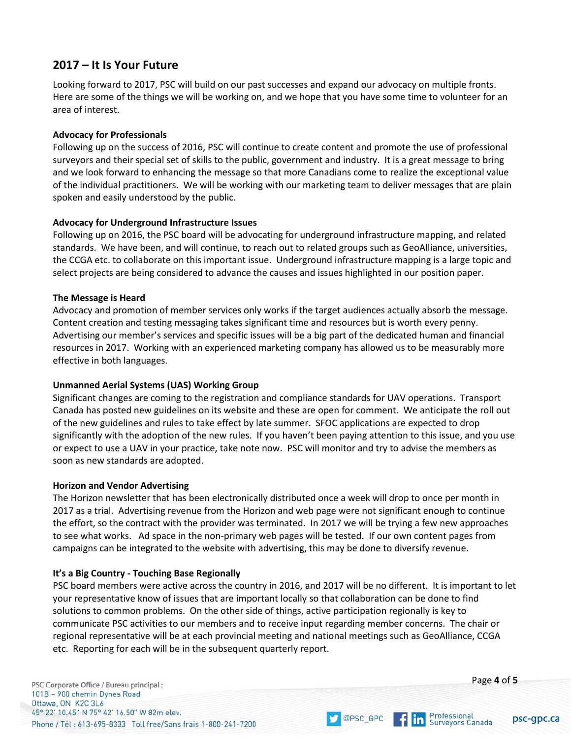## 2017 – It Is Your Future

Looking forward to 2017, PSC will build on our past successes and expand our advocacy on multiple fronts. Here are some of the things we will be working on, and we hope that you have some time to volunteer for an area of interest.

**Advocacy for Professionals**

Following up on the success of 2016, PSC will continue to create content and promote the use of professional surveyors and their special set of skills to the public, government and industry. It is a great message to bring and we look forward to enhancing the message so that more Canadians come to realize the exceptional value of the individual practitioners. We will be working with our marketing team to deliver messages that are plain spoken and easily understood by the public.

**Advocacy for Underground Infrastructure Issues**

Following up on 2016, the PSC board will be advocating for underground infrastructure mapping, and related standards. We have been, and will continue, to reach out to related groups such as GeoAlliance, universities, the CCGA etc. to collaborate on this important issue. Underground infrastructure mapping is a large topic and select projects are being considered to advance the causes and issues highlighted in our position paper.

**The Message is Heard**

Advocacy and promotion of member services only works if the target audiences actually absorb the message. Content creation and testing messaging takes significant time and resources but is worth every penny. Advertising our member's services and specific issues will be a big part of the dedicated human and financial resources in 2017. Working with an experienced marketing company has allowed us to be measurably more effective in both languages.

**Unmanned Aerial Systems (UAS) Working Group**

Significant changes are coming to the registration and compliance standards for UAV operations. Transport Canada has posted new guidelines on its website and these are open for comment. We anticipate the roll out of the new guidelines and rules to take effect by late summer. SFOC applications are expected to drop significantly with the adoption of the new rules. If you haven't been paying attention to this issue, and you use or expect to use a UAV in your practice, take note now. PSC will monitor and try to advise the members as soon as new standards are adopted.

**Horizon and Vendor Advertising**

The Horizon newsletter that has been electronically distributed once a week will drop to once per month in 2017 as a trial. Advertising revenue from the Horizon and web page were not significant enough to continue the effort, so the contract with the provider was terminated. In 2017 we will be trying a few new approaches to see what works. Ad space in the non-primary web pages will be tested. If our own content pages from campaigns can be integrated to the website with advertising, this may be done to diversify revenue.

**It's a Big Country - Touching Base Regionally**

PSC board members were active across the country in 2016, and 2017 will be no different. It is important to let your representative know of issues that are important locally so that collaboration can be done to find solutions to common problems. On the other side of things, active participation regionally is key to communicate PSC activities to our members and to receive input regarding member concerns. The chair or regional representative will be at each provincial meeting and national meetings such as GeoAlliance, CCGA etc. Reporting for each will be in the subsequent quarterly report.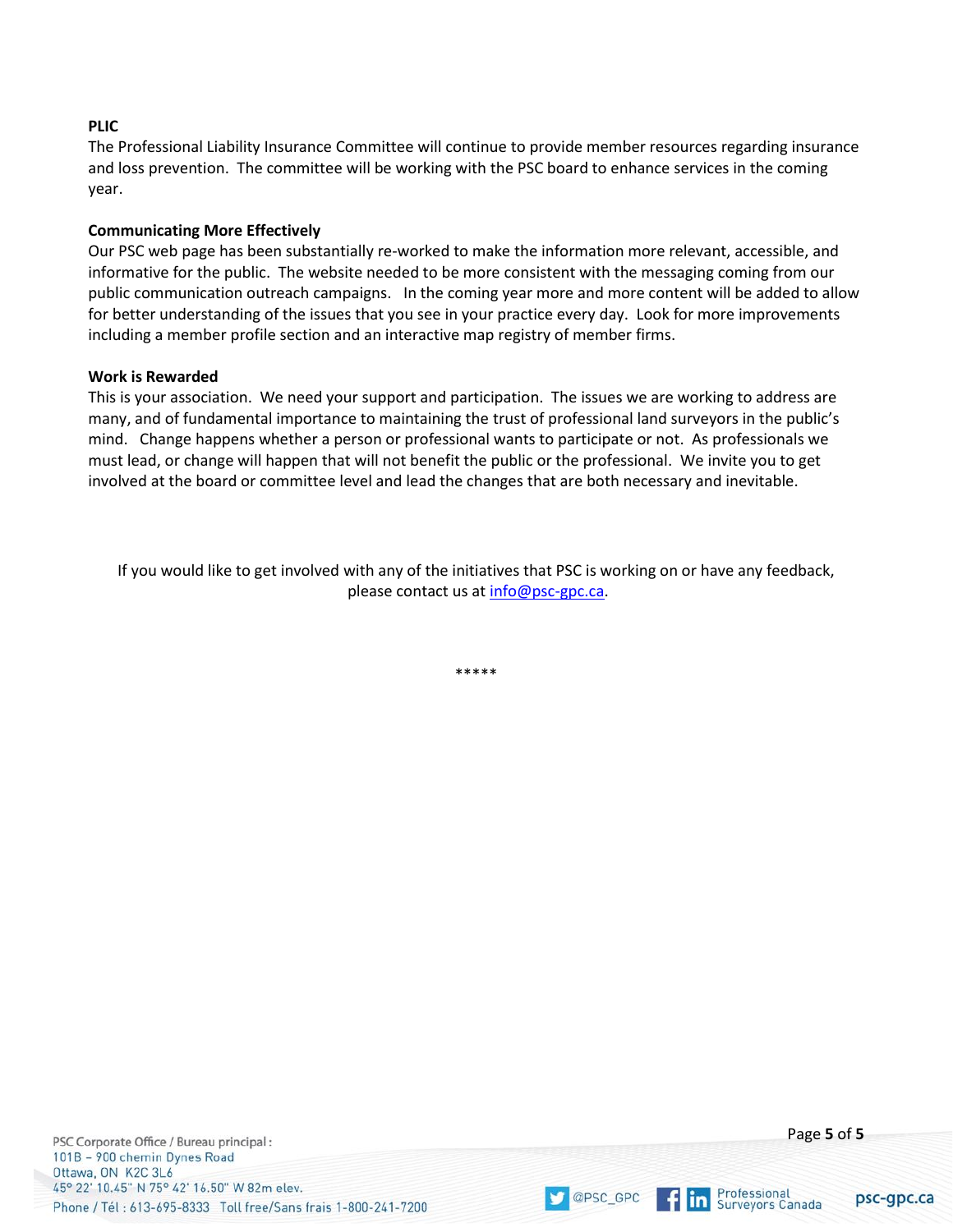**PLIC**

The Professional Liability Insurance Committee will continue to provide member resources regarding insurance and loss prevention. The committee will be working with the PSC board to enhance services in the coming year.

**Communicating More Effectively**

Our PSC web page has been substantially re-worked to make the information more relevant, accessible, and informative for the public. The website needed to be more consistent with the messaging coming from our public communication outreach campaigns. In the coming year more and more content will be added to allow for better understanding of the issues that you see in your practice every day. Look for more improvements including a member profile section and an interactive map registry of member firms.

**Work is Rewarded**

This is your association. We need your support and participation. The issues we are working to address are many, and of fundamental importance to maintaining the trust of professional land surveyors in the public's mind. Change happens whether a person or professional wants to participate or not. As professionals we must lead, or change will happen that will not benefit the public or the professional. We invite you to get involved at the board or committee level and lead the changes that are both necessary and inevitable.

If you would like to get involved with any of the initiatives that PSC is working on or have any feedback, please contact us at info@psc-gpc.ca.

*****